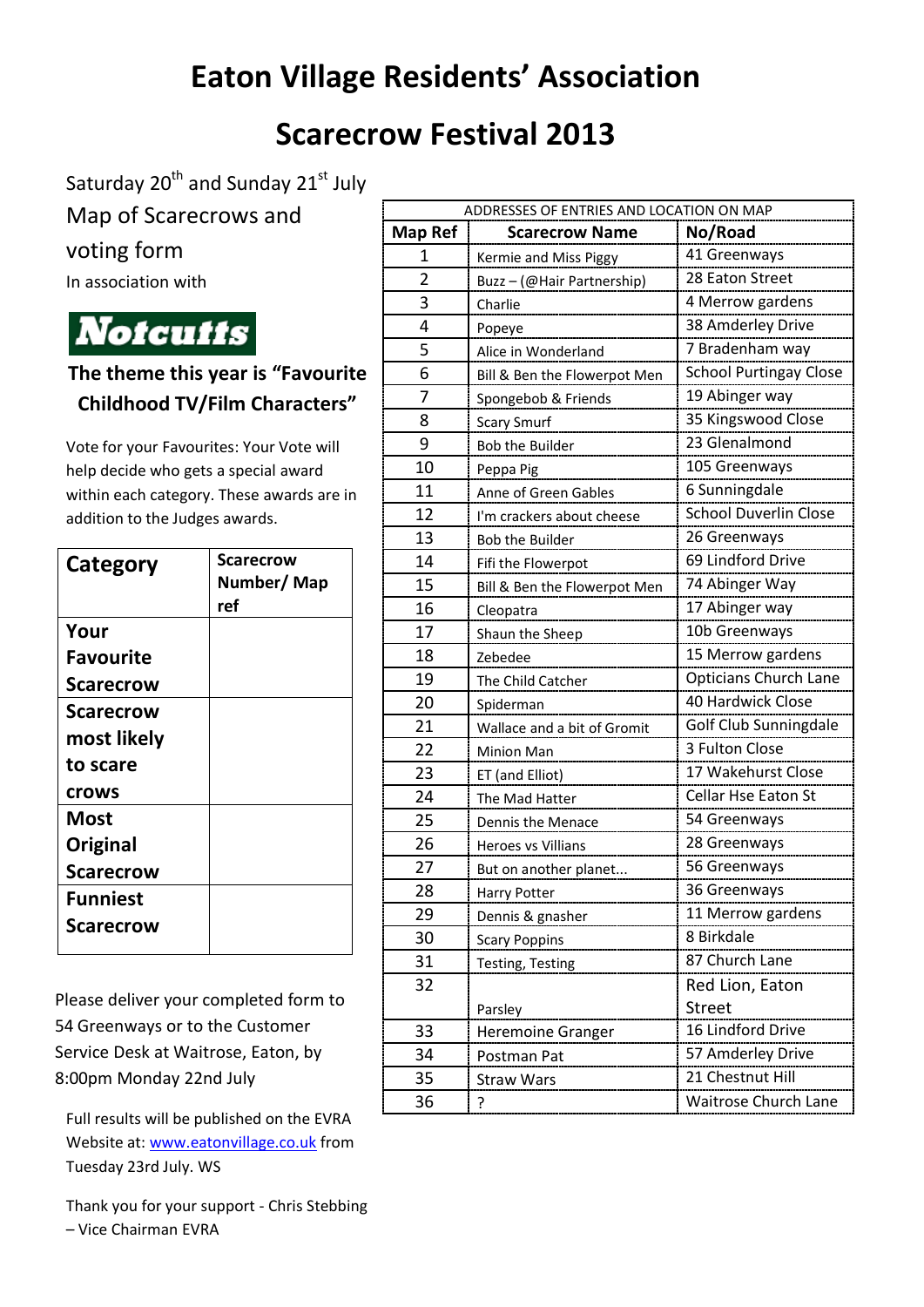# Eaton Village Residents' Association

# Scarecrow Festival 2013

Saturday 20th and Sunday 21st July

Map of Scarecrows and voting form

In association with

**Notcutts**

**The theme this year is "Favourite Childhood TV/Film Characters"**

Vote for your Favourites: Your Vote will help decide who gets a special award within each category. These awards are in addition to the Judges awards.

| Category | Scarecrow Number/ Map ref |
|---|---|
| **Your Favourite Scarecrow** | |
| **Scarecrow most likely to scare crows** | |
| **Most Original Scarecrow** | |
| **Funniest Scarecrow** | |

Please deliver your completed form to 54 Greenways or to the Customer Service Desk at Waitrose, Eaton, by 8:00pm Monday 22nd July

Full results will be published on the EVRA Website at: www.eatonvillage.co.uk from Tuesday 23rd July. WS

Thank you for your support - Chris Stebbing – Vice Chairman EVRA

| ADDRESSES OF ENTRIES AND LOCATION ON MAP | | |
|---|---|---|
| **Map Ref** | **Scarecrow Name** | **No/Road** |
| 1 | Kermie and Miss Piggy | 41 Greenways |
| 2 | Buzz – (@Hair Partnership) | 28 Eaton Street |
| 3 | Charlie | 4 Merrow gardens |
| 4 | Popeye | 38 Amderley Drive |
| 5 | Alice in Wonderland | 7 Bradenham way |
| 6 | Bill & Ben the Flowerpot Men | School Purtingay Close |
| 7 | Spongebob & Friends | 19 Abinger way |
| 8 | Scary Smurf | 35 Kingswood Close |
| 9 | Bob the Builder | 23 Glenalmond |
| 10 | Peppa Pig | 105 Greenways |
| 11 | Anne of Green Gables | 6 Sunningdale |
| 12 | I'm crackers about cheese | School Duverlin Close |
| 13 | Bob the Builder | 26 Greenways |
| 14 | Fifi the Flowerpot | 69 Lindford Drive |
| 15 | Bill & Ben the Flowerpot Men | 74 Abinger Way |
| 16 | Cleopatra | 17 Abinger way |
| 17 | Shaun the Sheep | 10b Greenways |
| 18 | Zebedee | 15 Merrow gardens |
| 19 | The Child Catcher | Opticians Church Lane |
| 20 | Spiderman | 40 Hardwick Close |
| 21 | Wallace and a bit of Gromit | Golf Club Sunningdale |
| 22 | Minion Man | 3 Fulton Close |
| 23 | ET (and Elliot) | 17 Wakehurst Close |
| 24 | The Mad Hatter | Cellar Hse Eaton St |
| 25 | Dennis the Menace | 54 Greenways |
| 26 | Heroes vs Villians | 28 Greenways |
| 27 | But on another planet... | 56 Greenways |
| 28 | Harry Potter | 36 Greenways |
| 29 | Dennis & gnasher | 11 Merrow gardens |
| 30 | Scary Poppins | 8 Birkdale |
| 31 | Testing, Testing | 87 Church Lane |
| 32 | Parsley | Red Lion, Eaton Street |
| 33 | Heremoine Granger | 16 Lindford Drive |
| 34 | Postman Pat | 57 Amderley Drive |
| 35 | Straw Wars | 21 Chestnut Hill |
| 36 | ? | Waitrose Church Lane |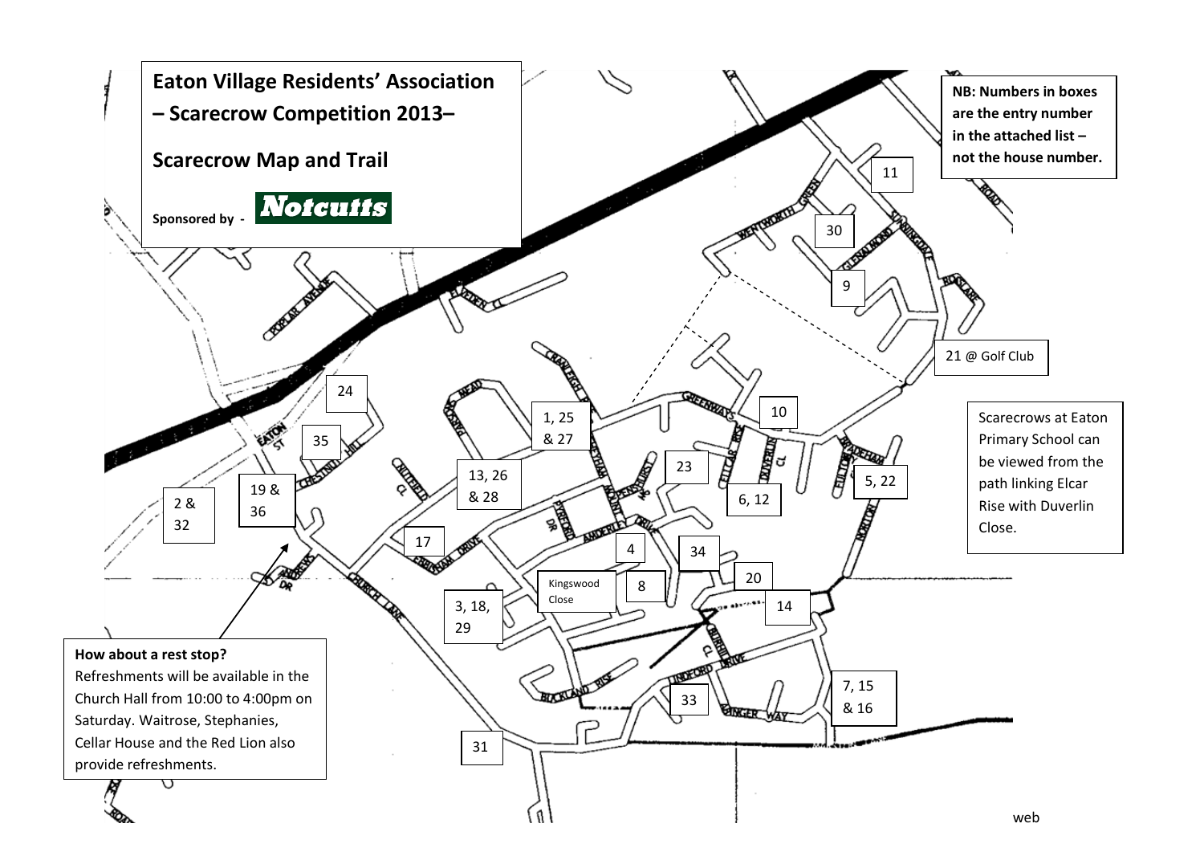# Eaton Village Residents' Association – Scarecrow Competition 2013–

## Scarecrow Map and Trail

Sponsored by - **Notcutts**

**NB: Numbers in boxes are the entry number in the attached list – not the house number.**

11

30

9

21 @ Golf Club

10

Scarecrows at Eaton Primary School can be viewed from the path linking Elcar Rise with Duverlin Close.

24

1, 25 & 27

35

23

5, 22

6, 12

13, 26 & 28

19 & 36

2 & 32

17

4

34

20

8

Kingswood Close

14

3, 18, 29

7, 15 & 16

33

31

**How about a rest stop?**
Refreshments will be available in the Church Hall from 10:00 to 4:00pm on Saturday. Waitrose, Stephanies, Cellar House and the Red Lion also provide refreshments.

web